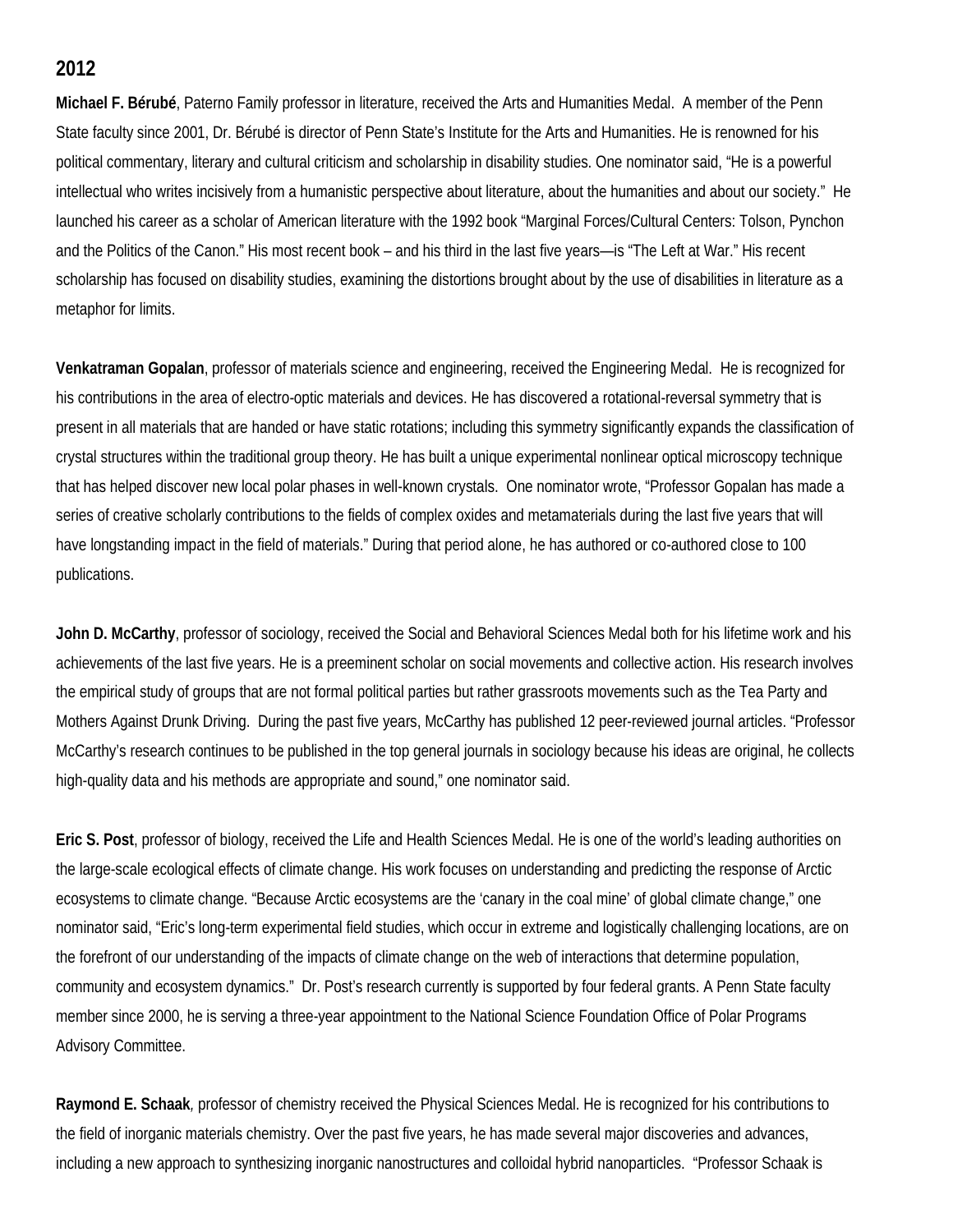## 2012

**Michael F. Bérubé**, Paterno Family professor in literature, received the Arts and Humanities Medal. A member of the Penn State faculty since 2001, Dr. Bérubé is director of Penn State's Institute for the Arts and Humanities. He is renowned for his political commentary, literary and cultural criticism and scholarship in disability studies. One nominator said, "He is a powerful intellectual who writes incisively from a humanistic perspective about literature, about the humanities and about our society." He launched his career as a scholar of American literature with the 1992 book "Marginal Forces/Cultural Centers: Tolson, Pynchon and the Politics of the Canon." His most recent book – and his third in the last five years—is "The Left at War." His recent scholarship has focused on disability studies, examining the distortions brought about by the use of disabilities in literature as a metaphor for limits.

**Venkatraman Gopalan**, professor of materials science and engineering, received the Engineering Medal. He is recognized for his contributions in the area of electro-optic materials and devices. He has discovered a rotational-reversal symmetry that is present in all materials that are handed or have static rotations; including this symmetry significantly expands the classification of crystal structures within the traditional group theory. He has built a unique experimental nonlinear optical microscopy technique that has helped discover new local polar phases in well-known crystals. One nominator wrote, "Professor Gopalan has made a series of creative scholarly contributions to the fields of complex oxides and metamaterials during the last five years that will have longstanding impact in the field of materials." During that period alone, he has authored or co-authored close to 100 publications.

**John D. McCarthy**, professor of sociology, received the Social and Behavioral Sciences Medal both for his lifetime work and his achievements of the last five years. He is a preeminent scholar on social movements and collective action. His research involves the empirical study of groups that are not formal political parties but rather grassroots movements such as the Tea Party and Mothers Against Drunk Driving. During the past five years, McCarthy has published 12 peer-reviewed journal articles. "Professor McCarthy's research continues to be published in the top general journals in sociology because his ideas are original, he collects high-quality data and his methods are appropriate and sound," one nominator said.

**Eric S. Post**, professor of biology, received the Life and Health Sciences Medal. He is one of the world's leading authorities on the large-scale ecological effects of climate change. His work focuses on understanding and predicting the response of Arctic ecosystems to climate change. "Because Arctic ecosystems are the 'canary in the coal mine' of global climate change," one nominator said, "Eric's long-term experimental field studies, which occur in extreme and logistically challenging locations, are on the forefront of our understanding of the impacts of climate change on the web of interactions that determine population, community and ecosystem dynamics." Dr. Post's research currently is supported by four federal grants. A Penn State faculty member since 2000, he is serving a three-year appointment to the National Science Foundation Office of Polar Programs Advisory Committee.

**Raymond E. Schaak**, professor of chemistry received the Physical Sciences Medal. He is recognized for his contributions to the field of inorganic materials chemistry. Over the past five years, he has made several major discoveries and advances, including a new approach to synthesizing inorganic nanostructures and colloidal hybrid nanoparticles. "Professor Schaak is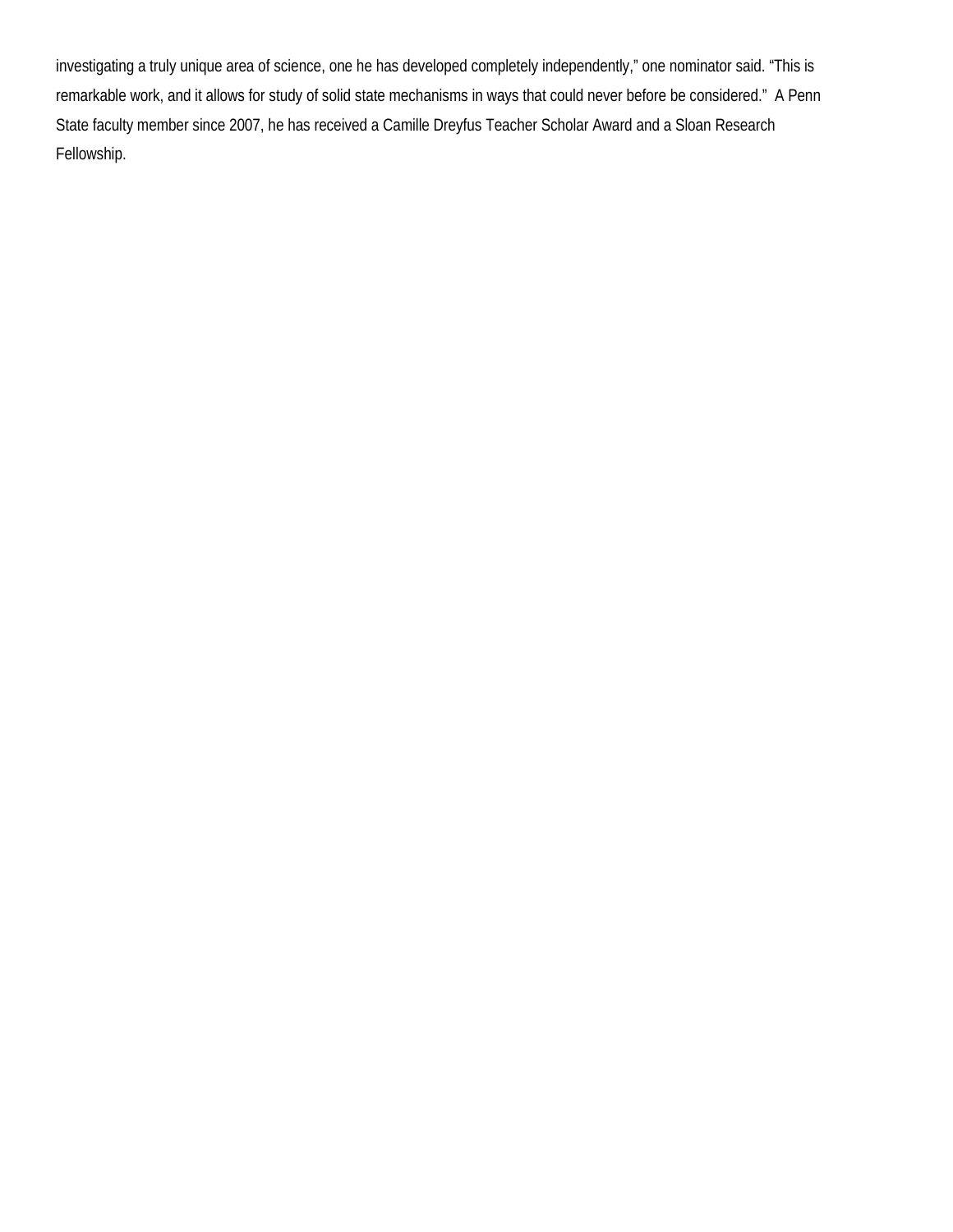investigating a truly unique area of science, one he has developed completely independently," one nominator said. "This is remarkable work, and it allows for study of solid state mechanisms in ways that could never before be considered." A Penn State faculty member since 2007, he has received a Camille Dreyfus Teacher Scholar Award and a Sloan Research Fellowship.